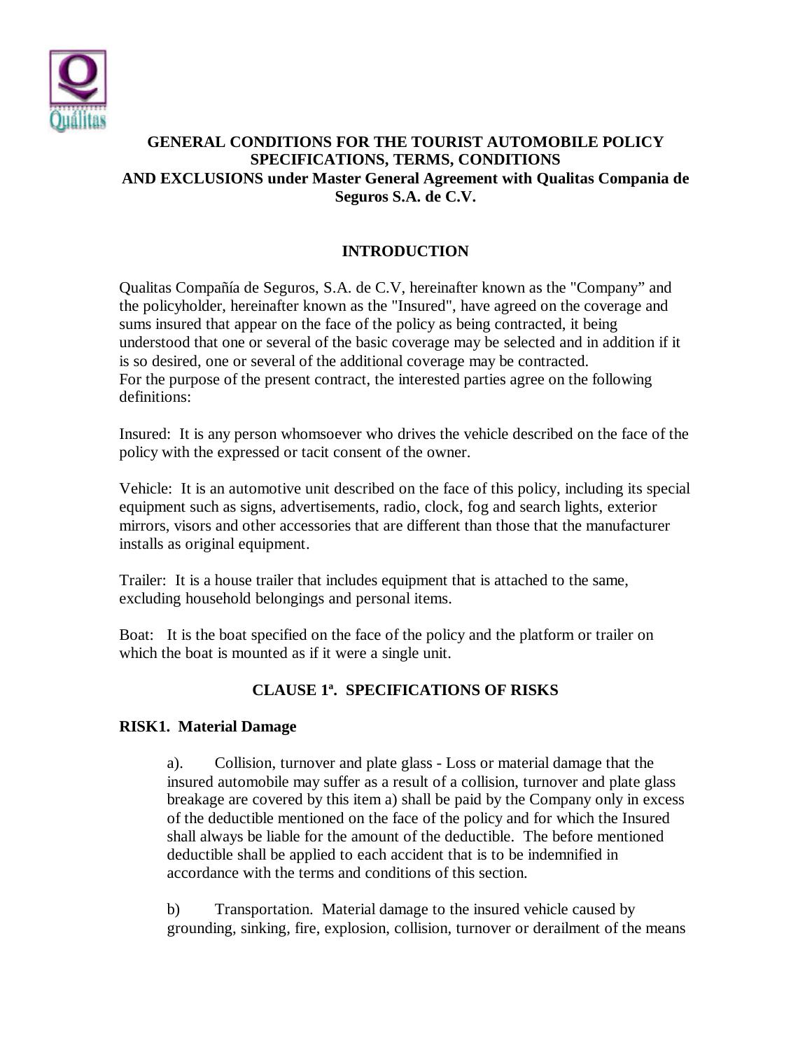# GENERAL CONDITIONS FOR THE TOURIST AUTOMOBILE POLICY SPECIFICATIONS, TERMS, CONDITIONS AND EXCLUSIONS under Master General Agreement with Qualitas Compania de Seguros S.A. de C.V.

## INTRODUCTION

Qualitas Compañía de Seguros, S.A. de C.V, hereinafter known as the "Company" and the policyholder, hereinafter known as the "Insured", have agreed on the coverage and sums insured that appear on the face of the policy as being contracted, it being understood that one or several of the basic coverage may be selected and in addition if it is so desired, one or several of the additional coverage may be contracted.
For the purpose of the present contract, the interested parties agree on the following definitions:

Insured: It is any person whomsoever who drives the vehicle described on the face of the policy with the expressed or tacit consent of the owner.

Vehicle: It is an automotive unit described on the face of this policy, including its special equipment such as signs, advertisements, radio, clock, fog and search lights, exterior mirrors, visors and other accessories that are different than those that the manufacturer installs as original equipment.

Trailer: It is a house trailer that includes equipment that is attached to the same, excluding household belongings and personal items.

Boat: It is the boat specified on the face of the policy and the platform or trailer on which the boat is mounted as if it were a single unit.

## CLAUSE 1ª. SPECIFICATIONS OF RISKS

### RISK1. Material Damage

a). Collision, turnover and plate glass - Loss or material damage that the insured automobile may suffer as a result of a collision, turnover and plate glass breakage are covered by this item a) shall be paid by the Company only in excess of the deductible mentioned on the face of the policy and for which the Insured shall always be liable for the amount of the deductible. The before mentioned deductible shall be applied to each accident that is to be indemnified in accordance with the terms and conditions of this section.

b) Transportation. Material damage to the insured vehicle caused by grounding, sinking, fire, explosion, collision, turnover or derailment of the means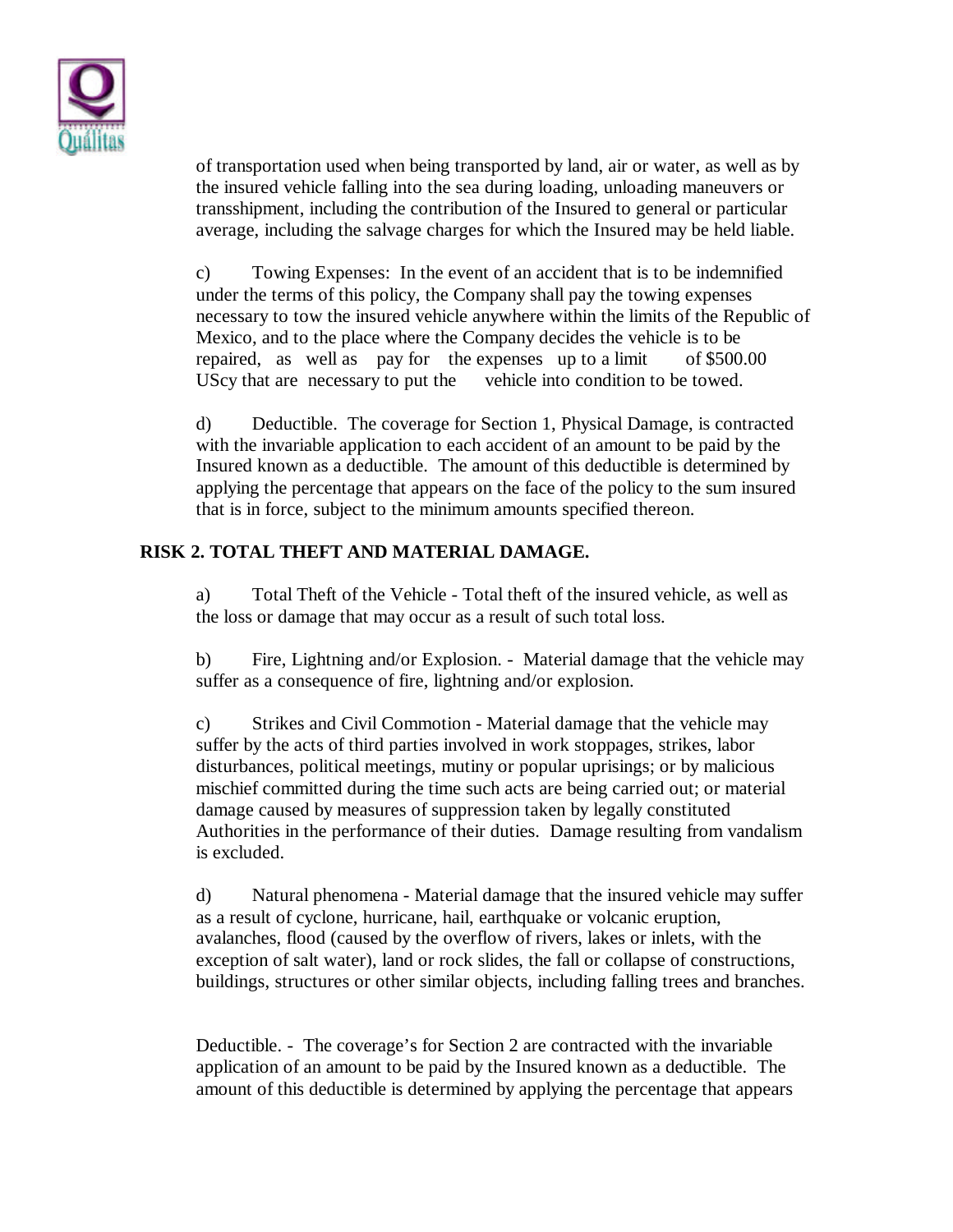of transportation used when being transported by land, air or water, as well as by the insured vehicle falling into the sea during loading, unloading maneuvers or transshipment, including the contribution of the Insured to general or particular average, including the salvage charges for which the Insured may be held liable.

c) Towing Expenses: In the event of an accident that is to be indemnified under the terms of this policy, the Company shall pay the towing expenses necessary to tow the insured vehicle anywhere within the limits of the Republic of Mexico, and to the place where the Company decides the vehicle is to be repaired, as well as pay for the expenses up to a limit of $500.00 UScy that are necessary to put the vehicle into condition to be towed.

d) Deductible. The coverage for Section 1, Physical Damage, is contracted with the invariable application to each accident of an amount to be paid by the Insured known as a deductible. The amount of this deductible is determined by applying the percentage that appears on the face of the policy to the sum insured that is in force, subject to the minimum amounts specified thereon.

**RISK 2. TOTAL THEFT AND MATERIAL DAMAGE.**

a) Total Theft of the Vehicle - Total theft of the insured vehicle, as well as the loss or damage that may occur as a result of such total loss.

b) Fire, Lightning and/or Explosion. - Material damage that the vehicle may suffer as a consequence of fire, lightning and/or explosion.

c) Strikes and Civil Commotion - Material damage that the vehicle may suffer by the acts of third parties involved in work stoppages, strikes, labor disturbances, political meetings, mutiny or popular uprisings; or by malicious mischief committed during the time such acts are being carried out; or material damage caused by measures of suppression taken by legally constituted Authorities in the performance of their duties. Damage resulting from vandalism is excluded.

d) Natural phenomena - Material damage that the insured vehicle may suffer as a result of cyclone, hurricane, hail, earthquake or volcanic eruption, avalanches, flood (caused by the overflow of rivers, lakes or inlets, with the exception of salt water), land or rock slides, the fall or collapse of constructions, buildings, structures or other similar objects, including falling trees and branches.

Deductible. - The coverage's for Section 2 are contracted with the invariable application of an amount to be paid by the Insured known as a deductible. The amount of this deductible is determined by applying the percentage that appears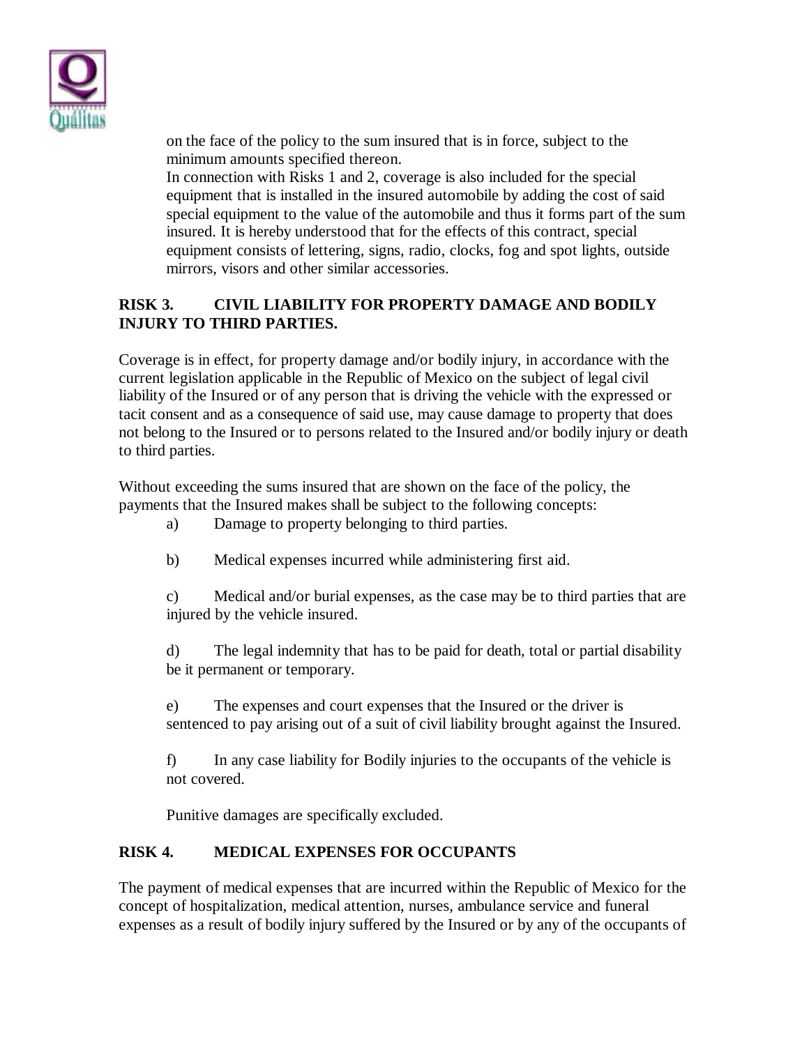on the face of the policy to the sum insured that is in force, subject to the minimum amounts specified thereon.

In connection with Risks 1 and 2, coverage is also included for the special equipment that is installed in the insured automobile by adding the cost of said special equipment to the value of the automobile and thus it forms part of the sum insured. It is hereby understood that for the effects of this contract, special equipment consists of lettering, signs, radio, clocks, fog and spot lights, outside mirrors, visors and other similar accessories.

## RISK 3. CIVIL LIABILITY FOR PROPERTY DAMAGE AND BODILY INJURY TO THIRD PARTIES.

Coverage is in effect, for property damage and/or bodily injury, in accordance with the current legislation applicable in the Republic of Mexico on the subject of legal civil liability of the Insured or of any person that is driving the vehicle with the expressed or tacit consent and as a consequence of said use, may cause damage to property that does not belong to the Insured or to persons related to the Insured and/or bodily injury or death to third parties.

Without exceeding the sums insured that are shown on the face of the policy, the payments that the Insured makes shall be subject to the following concepts:

a) Damage to property belonging to third parties.

b) Medical expenses incurred while administering first aid.

c) Medical and/or burial expenses, as the case may be to third parties that are injured by the vehicle insured.

d) The legal indemnity that has to be paid for death, total or partial disability be it permanent or temporary.

e) The expenses and court expenses that the Insured or the driver is sentenced to pay arising out of a suit of civil liability brought against the Insured.

f) In any case liability for Bodily injuries to the occupants of the vehicle is not covered.

Punitive damages are specifically excluded.

## RISK 4. MEDICAL EXPENSES FOR OCCUPANTS

The payment of medical expenses that are incurred within the Republic of Mexico for the concept of hospitalization, medical attention, nurses, ambulance service and funeral expenses as a result of bodily injury suffered by the Insured or by any of the occupants of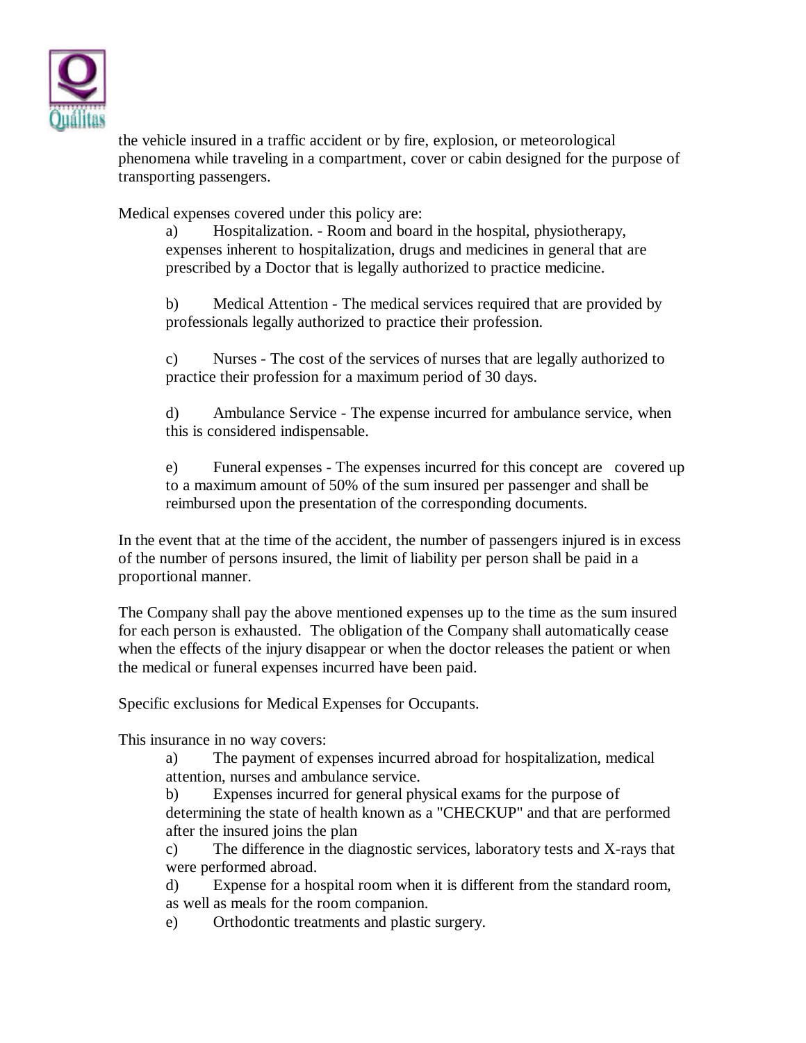the vehicle insured in a traffic accident or by fire, explosion, or meteorological phenomena while traveling in a compartment, cover or cabin designed for the purpose of transporting passengers.

Medical expenses covered under this policy are:

a) Hospitalization. - Room and board in the hospital, physiotherapy, expenses inherent to hospitalization, drugs and medicines in general that are prescribed by a Doctor that is legally authorized to practice medicine.

b) Medical Attention - The medical services required that are provided by professionals legally authorized to practice their profession.

c) Nurses - The cost of the services of nurses that are legally authorized to practice their profession for a maximum period of 30 days.

d) Ambulance Service - The expense incurred for ambulance service, when this is considered indispensable.

e) Funeral expenses - The expenses incurred for this concept are covered up to a maximum amount of 50% of the sum insured per passenger and shall be reimbursed upon the presentation of the corresponding documents.

In the event that at the time of the accident, the number of passengers injured is in excess of the number of persons insured, the limit of liability per person shall be paid in a proportional manner.

The Company shall pay the above mentioned expenses up to the time as the sum insured for each person is exhausted. The obligation of the Company shall automatically cease when the effects of the injury disappear or when the doctor releases the patient or when the medical or funeral expenses incurred have been paid.

Specific exclusions for Medical Expenses for Occupants.

This insurance in no way covers:

a) The payment of expenses incurred abroad for hospitalization, medical attention, nurses and ambulance service.
b) Expenses incurred for general physical exams for the purpose of determining the state of health known as a "CHECKUP" and that are performed after the insured joins the plan
c) The difference in the diagnostic services, laboratory tests and X-rays that were performed abroad.
d) Expense for a hospital room when it is different from the standard room, as well as meals for the room companion.
e) Orthodontic treatments and plastic surgery.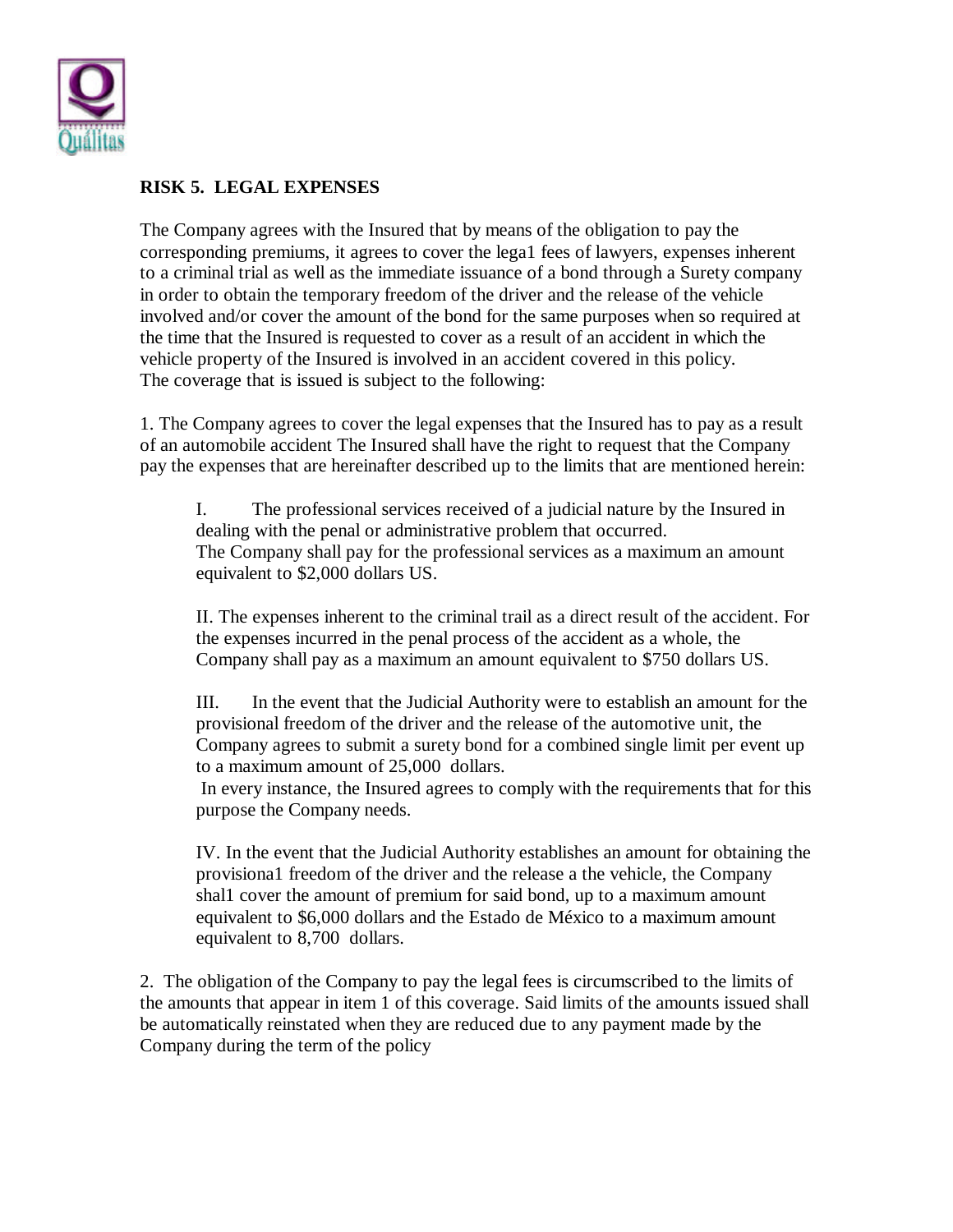## RISK 5. LEGAL EXPENSES

The Company agrees with the Insured that by means of the obligation to pay the corresponding premiums, it agrees to cover the lega1 fees of lawyers, expenses inherent to a criminal trial as well as the immediate issuance of a bond through a Surety company in order to obtain the temporary freedom of the driver and the release of the vehicle involved and/or cover the amount of the bond for the same purposes when so required at the time that the Insured is requested to cover as a result of an accident in which the vehicle property of the Insured is involved in an accident covered in this policy.
The coverage that is issued is subject to the following:

1. The Company agrees to cover the legal expenses that the Insured has to pay as a result of an automobile accident The Insured shall have the right to request that the Company pay the expenses that are hereinafter described up to the limits that are mentioned herein:

   I. The professional services received of a judicial nature by the Insured in dealing with the penal or administrative problem that occurred.
   The Company shall pay for the professional services as a maximum an amount equivalent to $2,000 dollars US.

   II. The expenses inherent to the criminal trail as a direct result of the accident. For the expenses incurred in the penal process of the accident as a whole, the Company shall pay as a maximum an amount equivalent to $750 dollars US.

   III. In the event that the Judicial Authority were to establish an amount for the provisional freedom of the driver and the release of the automotive unit, the Company agrees to submit a surety bond for a combined single limit per event up to a maximum amount of 25,000 dollars.
   In every instance, the Insured agrees to comply with the requirements that for this purpose the Company needs.

   IV. In the event that the Judicial Authority establishes an amount for obtaining the provisiona1 freedom of the driver and the release a the vehicle, the Company shal1 cover the amount of premium for said bond, up to a maximum amount equivalent to $6,000 dollars and the Estado de México to a maximum amount equivalent to 8,700 dollars.

2. The obligation of the Company to pay the legal fees is circumscribed to the limits of the amounts that appear in item 1 of this coverage. Said limits of the amounts issued shall be automatically reinstated when they are reduced due to any payment made by the Company during the term of the policy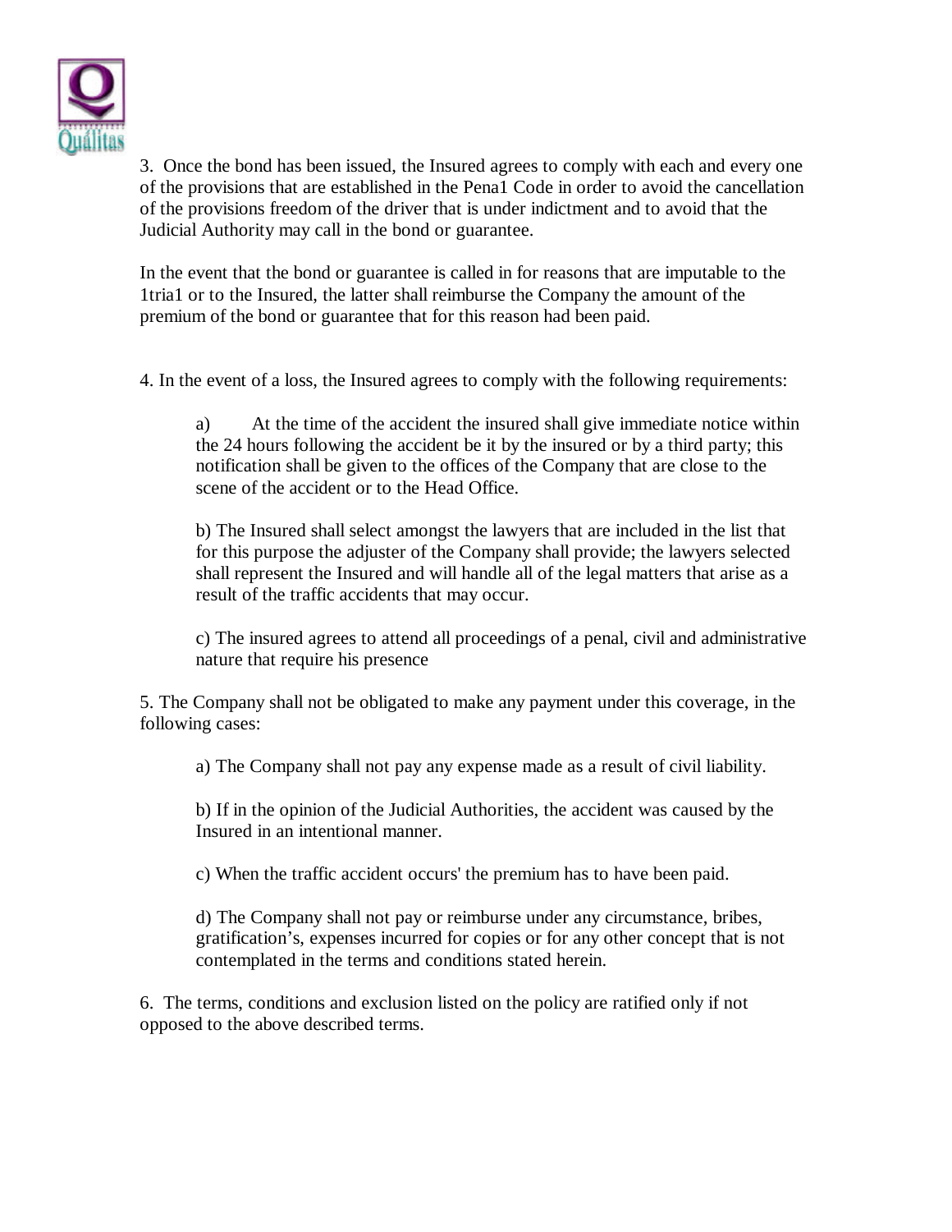3. Once the bond has been issued, the Insured agrees to comply with each and every one of the provisions that are established in the Pena1 Code in order to avoid the cancellation of the provisions freedom of the driver that is under indictment and to avoid that the Judicial Authority may call in the bond or guarantee.

In the event that the bond or guarantee is called in for reasons that are imputable to the 1tria1 or to the Insured, the latter shall reimburse the Company the amount of the premium of the bond or guarantee that for this reason had been paid.

4. In the event of a loss, the Insured agrees to comply with the following requirements:

a) At the time of the accident the insured shall give immediate notice within the 24 hours following the accident be it by the insured or by a third party; this notification shall be given to the offices of the Company that are close to the scene of the accident or to the Head Office.

b) The Insured shall select amongst the lawyers that are included in the list that for this purpose the adjuster of the Company shall provide; the lawyers selected shall represent the Insured and will handle all of the legal matters that arise as a result of the traffic accidents that may occur.

c) The insured agrees to attend all proceedings of a penal, civil and administrative nature that require his presence

5. The Company shall not be obligated to make any payment under this coverage, in the following cases:

a) The Company shall not pay any expense made as a result of civil liability.

b) If in the opinion of the Judicial Authorities, the accident was caused by the Insured in an intentional manner.

c) When the traffic accident occurs' the premium has to have been paid.

d) The Company shall not pay or reimburse under any circumstance, bribes, gratification's, expenses incurred for copies or for any other concept that is not contemplated in the terms and conditions stated herein.

6. The terms, conditions and exclusion listed on the policy are ratified only if not opposed to the above described terms.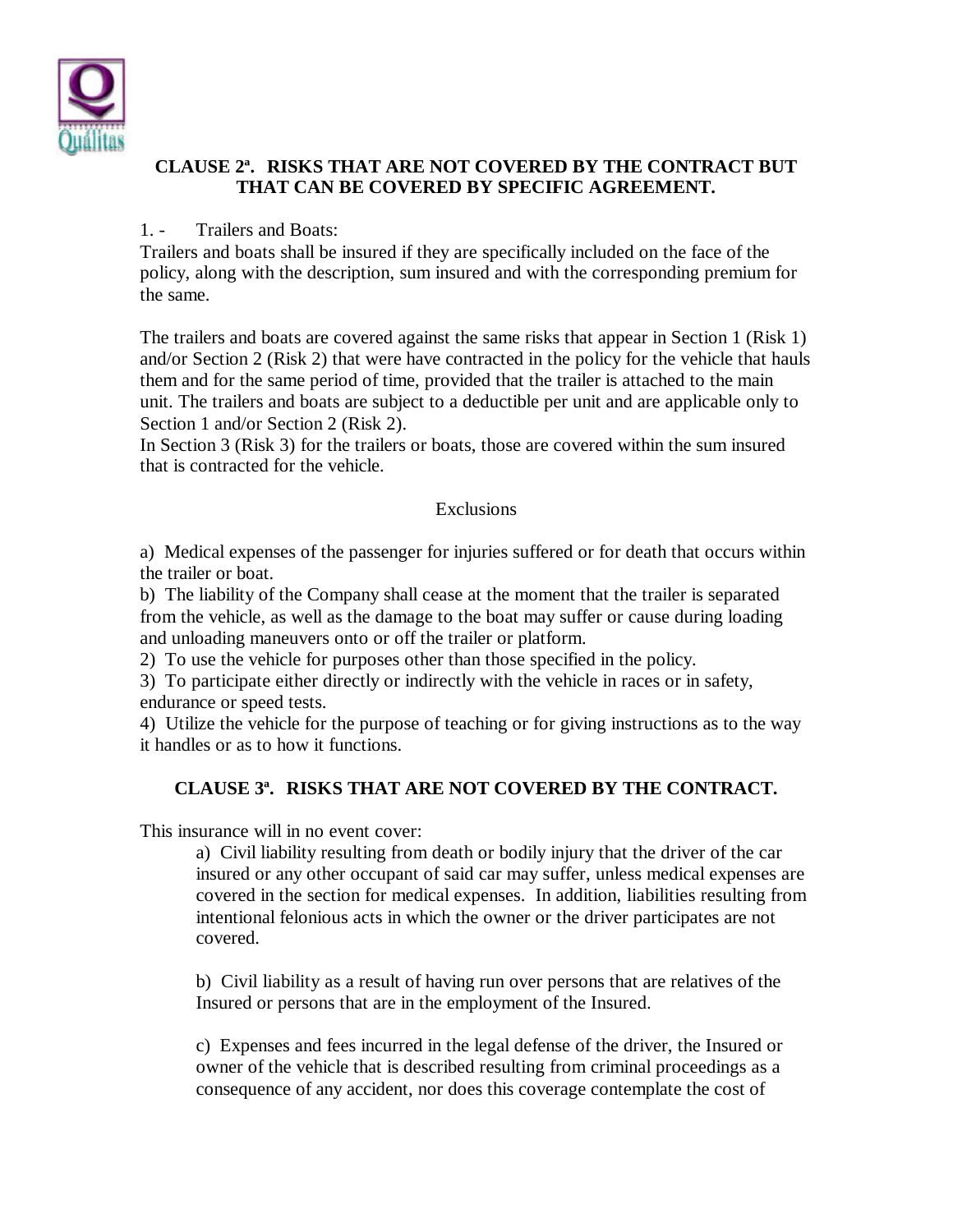## CLAUSE 2ª. RISKS THAT ARE NOT COVERED BY THE CONTRACT BUT THAT CAN BE COVERED BY SPECIFIC AGREEMENT.

1. - Trailers and Boats:
Trailers and boats shall be insured if they are specifically included on the face of the policy, along with the description, sum insured and with the corresponding premium for the same.

The trailers and boats are covered against the same risks that appear in Section 1 (Risk 1) and/or Section 2 (Risk 2) that were have contracted in the policy for the vehicle that hauls them and for the same period of time, provided that the trailer is attached to the main unit. The trailers and boats are subject to a deductible per unit and are applicable only to Section 1 and/or Section 2 (Risk 2).
In Section 3 (Risk 3) for the trailers or boats, those are covered within the sum insured that is contracted for the vehicle.

Exclusions

a) Medical expenses of the passenger for injuries suffered or for death that occurs within the trailer or boat.
b) The liability of the Company shall cease at the moment that the trailer is separated from the vehicle, as well as the damage to the boat may suffer or cause during loading and unloading maneuvers onto or off the trailer or platform.
2) To use the vehicle for purposes other than those specified in the policy.
3) To participate either directly or indirectly with the vehicle in races or in safety, endurance or speed tests.
4) Utilize the vehicle for the purpose of teaching or for giving instructions as to the way it handles or as to how it functions.

## CLAUSE 3ª. RISKS THAT ARE NOT COVERED BY THE CONTRACT.

This insurance will in no event cover:

a) Civil liability resulting from death or bodily injury that the driver of the car insured or any other occupant of said car may suffer, unless medical expenses are covered in the section for medical expenses. In addition, liabilities resulting from intentional felonious acts in which the owner or the driver participates are not covered.

b) Civil liability as a result of having run over persons that are relatives of the Insured or persons that are in the employment of the Insured.

c) Expenses and fees incurred in the legal defense of the driver, the Insured or owner of the vehicle that is described resulting from criminal proceedings as a consequence of any accident, nor does this coverage contemplate the cost of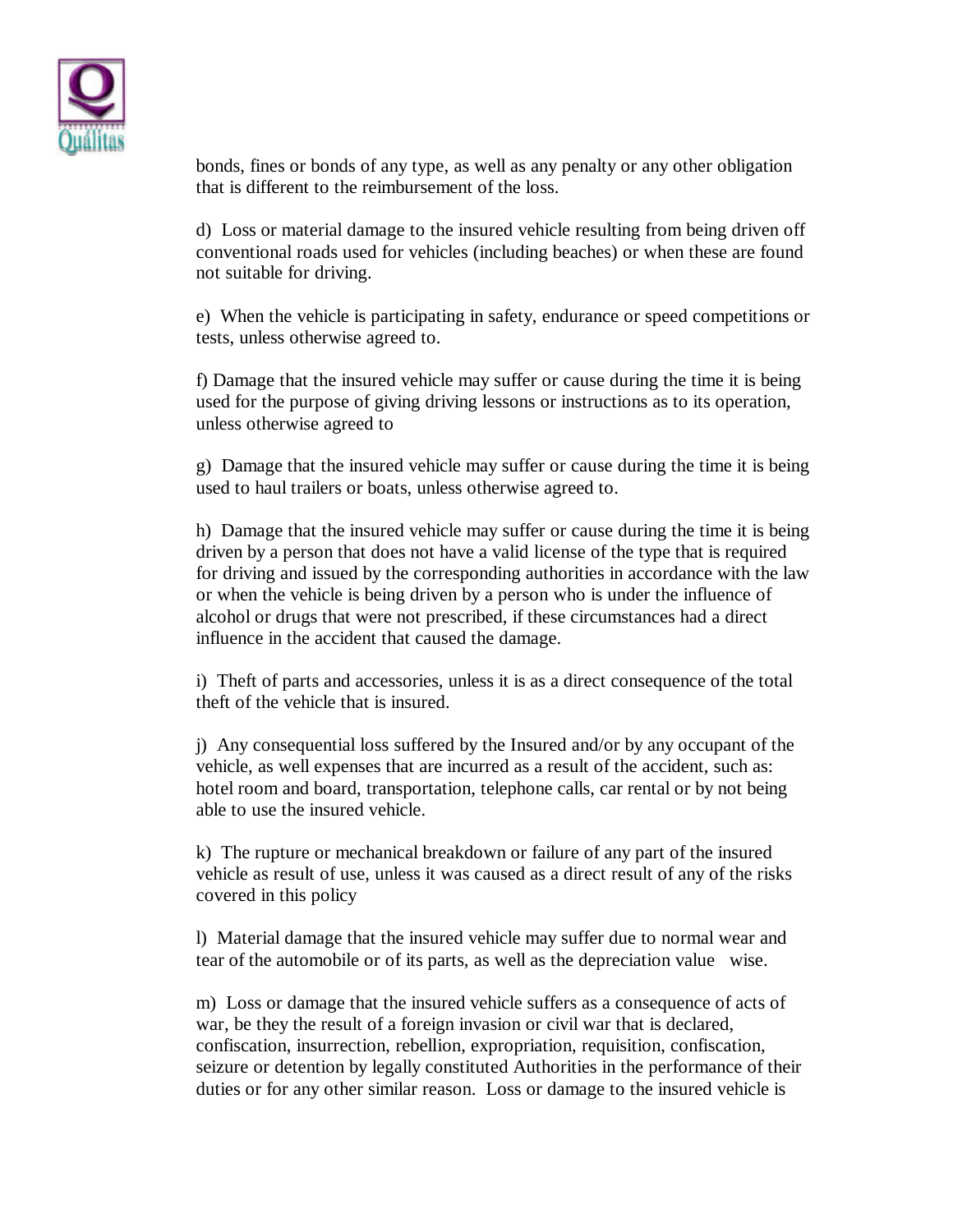bonds, fines or bonds of any type, as well as any penalty or any other obligation that is different to the reimbursement of the loss.

d) Loss or material damage to the insured vehicle resulting from being driven off conventional roads used for vehicles (including beaches) or when these are found not suitable for driving.

e) When the vehicle is participating in safety, endurance or speed competitions or tests, unless otherwise agreed to.

f) Damage that the insured vehicle may suffer or cause during the time it is being used for the purpose of giving driving lessons or instructions as to its operation, unless otherwise agreed to

g) Damage that the insured vehicle may suffer or cause during the time it is being used to haul trailers or boats, unless otherwise agreed to.

h) Damage that the insured vehicle may suffer or cause during the time it is being driven by a person that does not have a valid license of the type that is required for driving and issued by the corresponding authorities in accordance with the law or when the vehicle is being driven by a person who is under the influence of alcohol or drugs that were not prescribed, if these circumstances had a direct influence in the accident that caused the damage.

i) Theft of parts and accessories, unless it is as a direct consequence of the total theft of the vehicle that is insured.

j) Any consequential loss suffered by the Insured and/or by any occupant of the vehicle, as well expenses that are incurred as a result of the accident, such as: hotel room and board, transportation, telephone calls, car rental or by not being able to use the insured vehicle.

k) The rupture or mechanical breakdown or failure of any part of the insured vehicle as result of use, unless it was caused as a direct result of any of the risks covered in this policy

l) Material damage that the insured vehicle may suffer due to normal wear and tear of the automobile or of its parts, as well as the depreciation value wise.

m) Loss or damage that the insured vehicle suffers as a consequence of acts of war, be they the result of a foreign invasion or civil war that is declared, confiscation, insurrection, rebellion, expropriation, requisition, confiscation, seizure or detention by legally constituted Authorities in the performance of their duties or for any other similar reason. Loss or damage to the insured vehicle is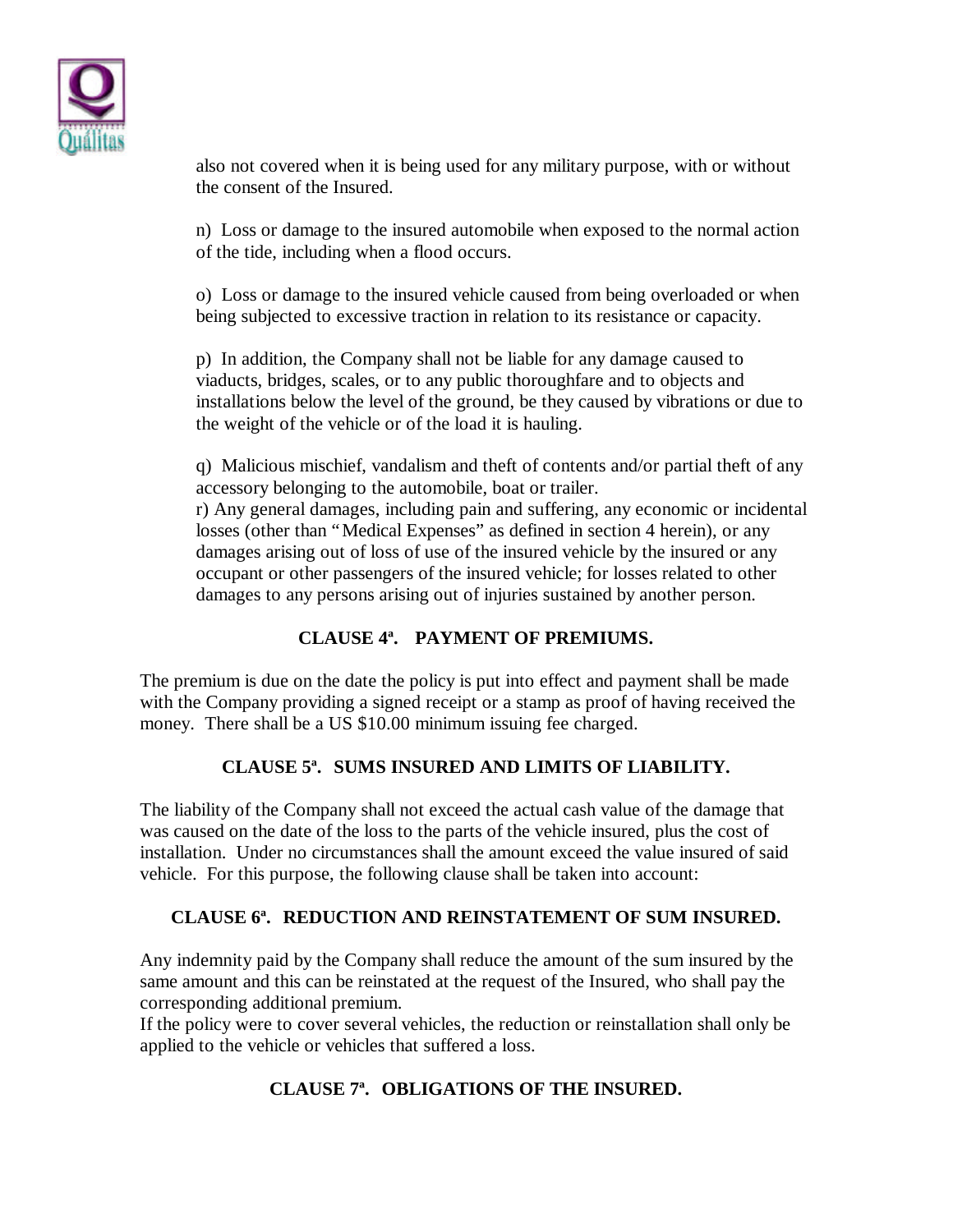also not covered when it is being used for any military purpose, with or without the consent of the Insured.

n) Loss or damage to the insured automobile when exposed to the normal action of the tide, including when a flood occurs.

o) Loss or damage to the insured vehicle caused from being overloaded or when being subjected to excessive traction in relation to its resistance or capacity.

p) In addition, the Company shall not be liable for any damage caused to viaducts, bridges, scales, or to any public thoroughfare and to objects and installations below the level of the ground, be they caused by vibrations or due to the weight of the vehicle or of the load it is hauling.

q) Malicious mischief, vandalism and theft of contents and/or partial theft of any accessory belonging to the automobile, boat or trailer.

r) Any general damages, including pain and suffering, any economic or incidental losses (other than "Medical Expenses" as defined in section 4 herein), or any damages arising out of loss of use of the insured vehicle by the insured or any occupant or other passengers of the insured vehicle; for losses related to other damages to any persons arising out of injuries sustained by another person.

## CLAUSE 4ª. PAYMENT OF PREMIUMS.

The premium is due on the date the policy is put into effect and payment shall be made with the Company providing a signed receipt or a stamp as proof of having received the money. There shall be a US $10.00 minimum issuing fee charged.

## CLAUSE 5ª. SUMS INSURED AND LIMITS OF LIABILITY.

The liability of the Company shall not exceed the actual cash value of the damage that was caused on the date of the loss to the parts of the vehicle insured, plus the cost of installation. Under no circumstances shall the amount exceed the value insured of said vehicle. For this purpose, the following clause shall be taken into account:

## CLAUSE 6ª. REDUCTION AND REINSTATEMENT OF SUM INSURED.

Any indemnity paid by the Company shall reduce the amount of the sum insured by the same amount and this can be reinstated at the request of the Insured, who shall pay the corresponding additional premium.

If the policy were to cover several vehicles, the reduction or reinstallation shall only be applied to the vehicle or vehicles that suffered a loss.

## CLAUSE 7ª. OBLIGATIONS OF THE INSURED.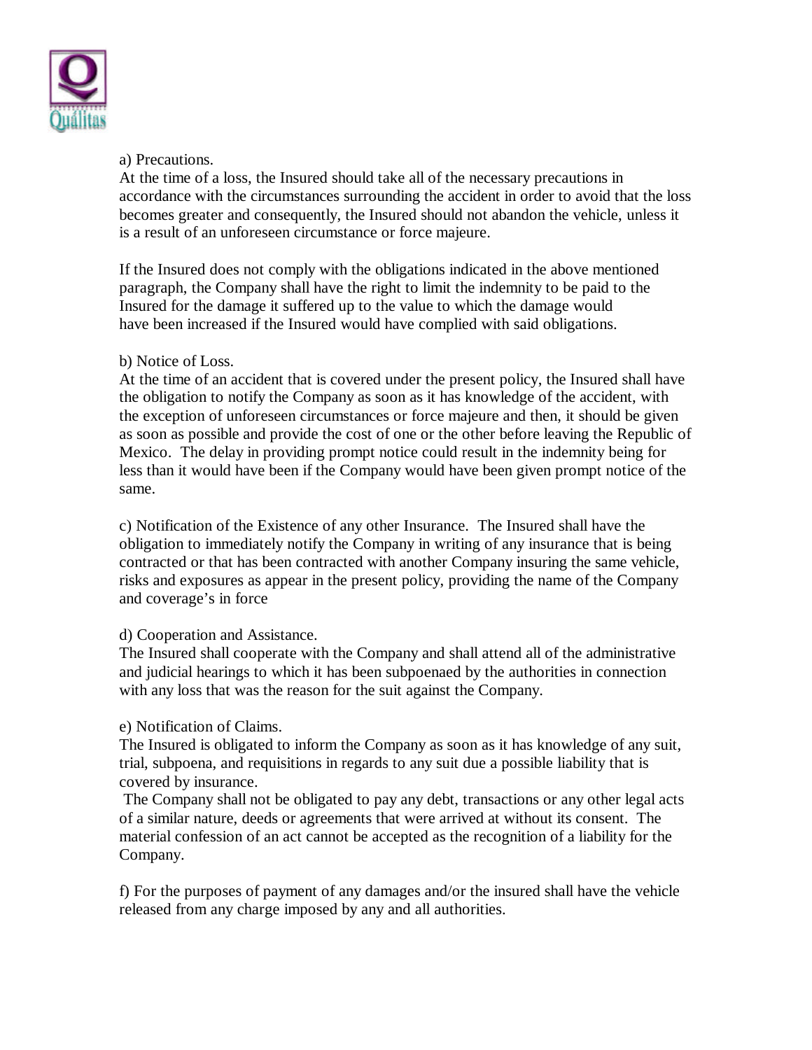a) Precautions.
At the time of a loss, the Insured should take all of the necessary precautions in accordance with the circumstances surrounding the accident in order to avoid that the loss becomes greater and consequently, the Insured should not abandon the vehicle, unless it is a result of an unforeseen circumstance or force majeure.

If the Insured does not comply with the obligations indicated in the above mentioned paragraph, the Company shall have the right to limit the indemnity to be paid to the Insured for the damage it suffered up to the value to which the damage would have been increased if the Insured would have complied with said obligations.

b) Notice of Loss.
At the time of an accident that is covered under the present policy, the Insured shall have the obligation to notify the Company as soon as it has knowledge of the accident, with the exception of unforeseen circumstances or force majeure and then, it should be given as soon as possible and provide the cost of one or the other before leaving the Republic of Mexico. The delay in providing prompt notice could result in the indemnity being for less than it would have been if the Company would have been given prompt notice of the same.

c) Notification of the Existence of any other Insurance. The Insured shall have the obligation to immediately notify the Company in writing of any insurance that is being contracted or that has been contracted with another Company insuring the same vehicle, risks and exposures as appear in the present policy, providing the name of the Company and coverage's in force

d) Cooperation and Assistance.
The Insured shall cooperate with the Company and shall attend all of the administrative and judicial hearings to which it has been subpoenaed by the authorities in connection with any loss that was the reason for the suit against the Company.

e) Notification of Claims.
The Insured is obligated to inform the Company as soon as it has knowledge of any suit, trial, subpoena, and requisitions in regards to any suit due a possible liability that is covered by insurance.
The Company shall not be obligated to pay any debt, transactions or any other legal acts of a similar nature, deeds or agreements that were arrived at without its consent. The material confession of an act cannot be accepted as the recognition of a liability for the Company.

f) For the purposes of payment of any damages and/or the insured shall have the vehicle released from any charge imposed by any and all authorities.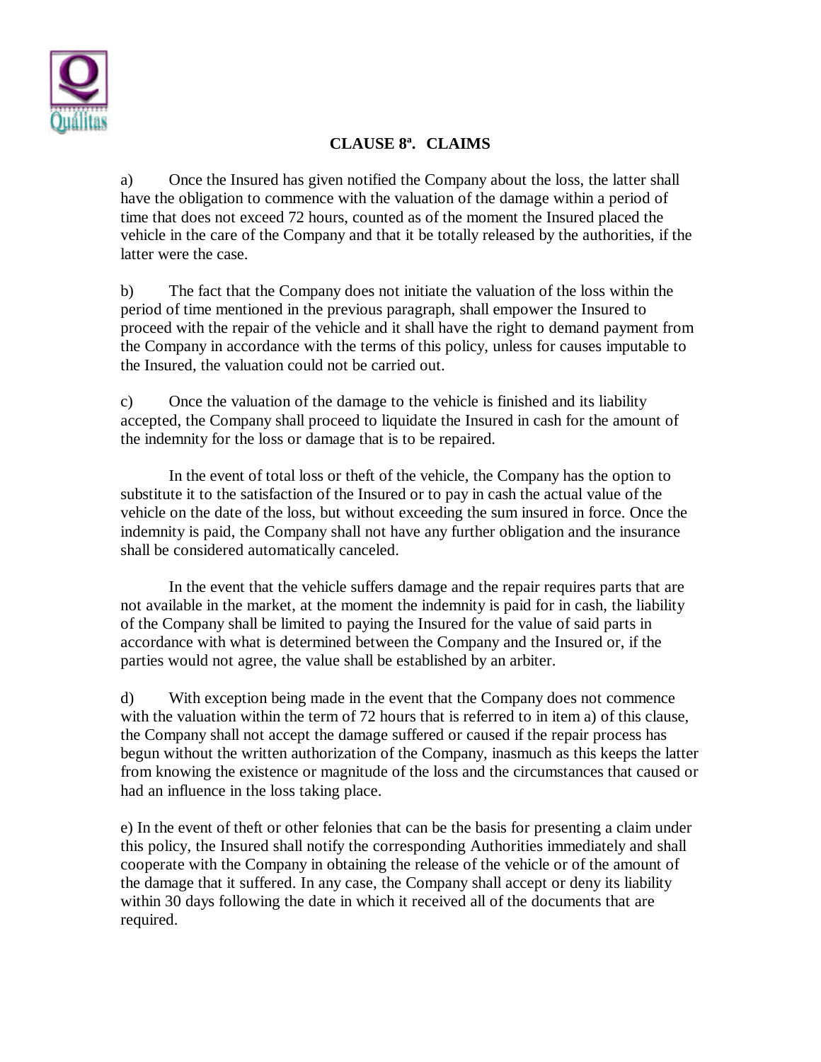## CLAUSE 8ª. CLAIMS

a) Once the Insured has given notified the Company about the loss, the latter shall have the obligation to commence with the valuation of the damage within a period of time that does not exceed 72 hours, counted as of the moment the Insured placed the vehicle in the care of the Company and that it be totally released by the authorities, if the latter were the case.

b) The fact that the Company does not initiate the valuation of the loss within the period of time mentioned in the previous paragraph, shall empower the Insured to proceed with the repair of the vehicle and it shall have the right to demand payment from the Company in accordance with the terms of this policy, unless for causes imputable to the Insured, the valuation could not be carried out.

c) Once the valuation of the damage to the vehicle is finished and its liability accepted, the Company shall proceed to liquidate the Insured in cash for the amount of the indemnity for the loss or damage that is to be repaired.

In the event of total loss or theft of the vehicle, the Company has the option to substitute it to the satisfaction of the Insured or to pay in cash the actual value of the vehicle on the date of the loss, but without exceeding the sum insured in force. Once the indemnity is paid, the Company shall not have any further obligation and the insurance shall be considered automatically canceled.

In the event that the vehicle suffers damage and the repair requires parts that are not available in the market, at the moment the indemnity is paid for in cash, the liability of the Company shall be limited to paying the Insured for the value of said parts in accordance with what is determined between the Company and the Insured or, if the parties would not agree, the value shall be established by an arbiter.

d) With exception being made in the event that the Company does not commence with the valuation within the term of 72 hours that is referred to in item a) of this clause, the Company shall not accept the damage suffered or caused if the repair process has begun without the written authorization of the Company, inasmuch as this keeps the latter from knowing the existence or magnitude of the loss and the circumstances that caused or had an influence in the loss taking place.

e) In the event of theft or other felonies that can be the basis for presenting a claim under this policy, the Insured shall notify the corresponding Authorities immediately and shall cooperate with the Company in obtaining the release of the vehicle or of the amount of the damage that it suffered. In any case, the Company shall accept or deny its liability within 30 days following the date in which it received all of the documents that are required.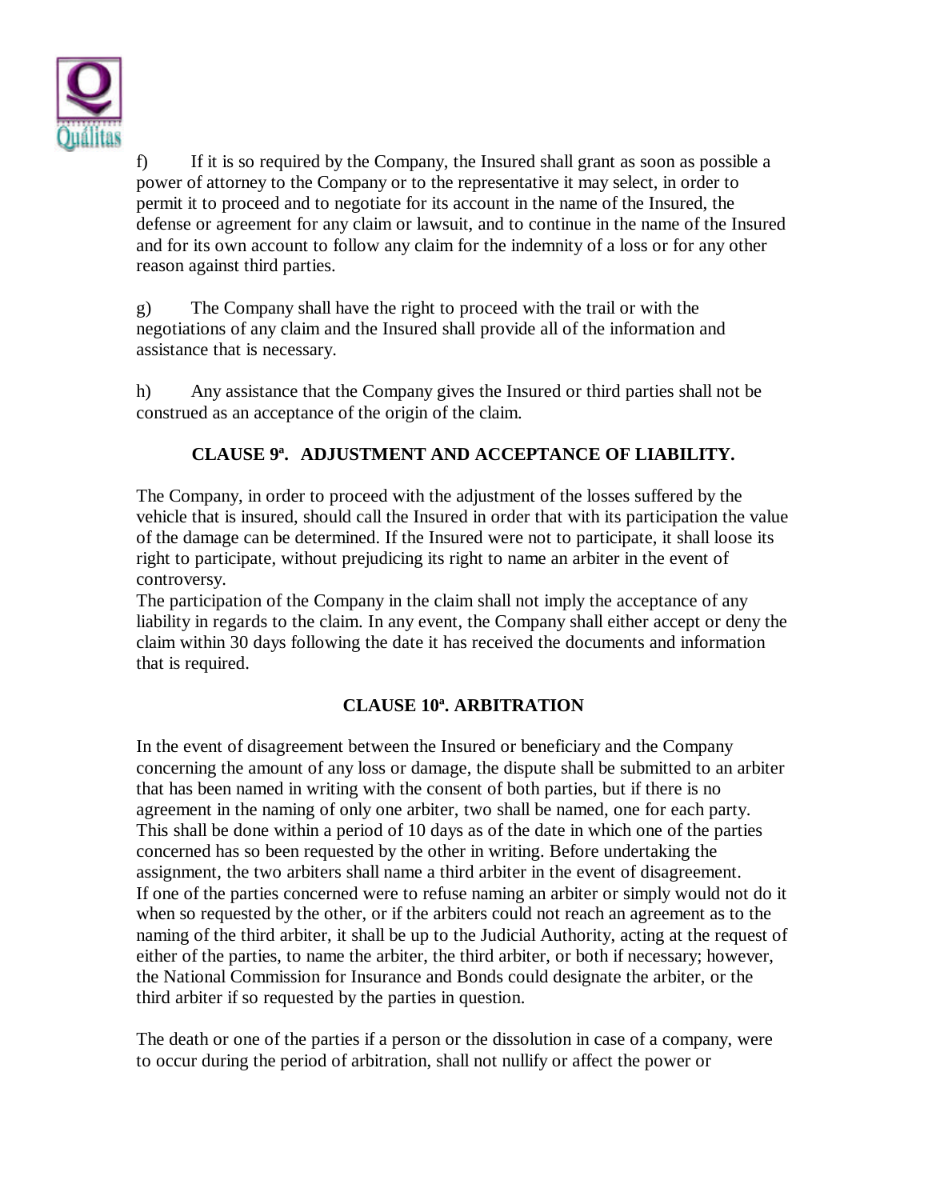f) If it is so required by the Company, the Insured shall grant as soon as possible a power of attorney to the Company or to the representative it may select, in order to permit it to proceed and to negotiate for its account in the name of the Insured, the defense or agreement for any claim or lawsuit, and to continue in the name of the Insured and for its own account to follow any claim for the indemnity of a loss or for any other reason against third parties.

g) The Company shall have the right to proceed with the trail or with the negotiations of any claim and the Insured shall provide all of the information and assistance that is necessary.

h) Any assistance that the Company gives the Insured or third parties shall not be construed as an acceptance of the origin of the claim.

## CLAUSE 9ª. ADJUSTMENT AND ACCEPTANCE OF LIABILITY.

The Company, in order to proceed with the adjustment of the losses suffered by the vehicle that is insured, should call the Insured in order that with its participation the value of the damage can be determined. If the Insured were not to participate, it shall loose its right to participate, without prejudicing its right to name an arbiter in the event of controversy.
The participation of the Company in the claim shall not imply the acceptance of any liability in regards to the claim. In any event, the Company shall either accept or deny the claim within 30 days following the date it has received the documents and information that is required.

## CLAUSE 10ª. ARBITRATION

In the event of disagreement between the Insured or beneficiary and the Company concerning the amount of any loss or damage, the dispute shall be submitted to an arbiter that has been named in writing with the consent of both parties, but if there is no agreement in the naming of only one arbiter, two shall be named, one for each party. This shall be done within a period of 10 days as of the date in which one of the parties concerned has so been requested by the other in writing. Before undertaking the assignment, the two arbiters shall name a third arbiter in the event of disagreement.
If one of the parties concerned were to refuse naming an arbiter or simply would not do it when so requested by the other, or if the arbiters could not reach an agreement as to the naming of the third arbiter, it shall be up to the Judicial Authority, acting at the request of either of the parties, to name the arbiter, the third arbiter, or both if necessary; however, the National Commission for Insurance and Bonds could designate the arbiter, or the third arbiter if so requested by the parties in question.

The death or one of the parties if a person or the dissolution in case of a company, were to occur during the period of arbitration, shall not nullify or affect the power or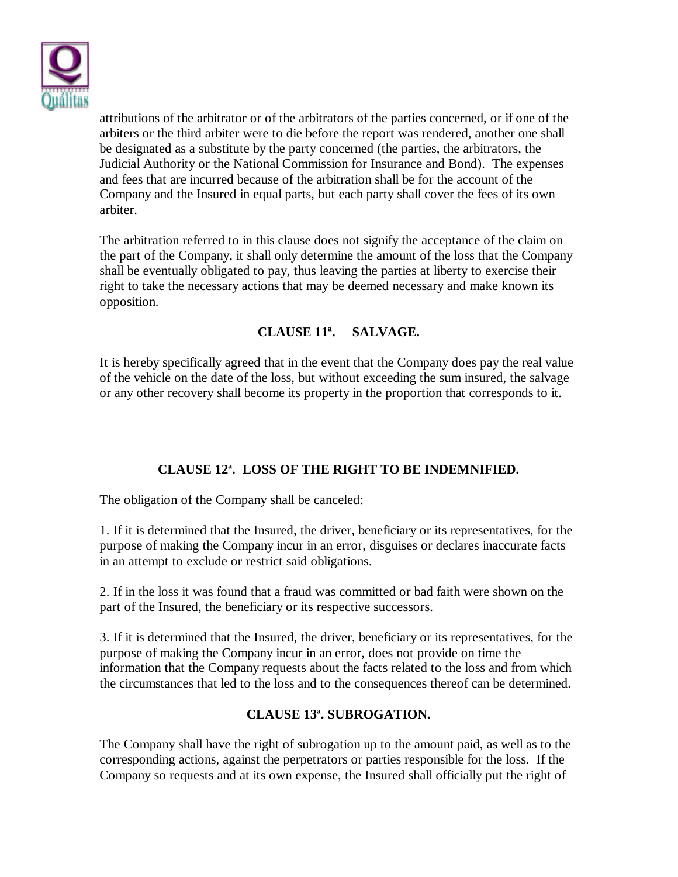attributions of the arbitrator or of the arbitrators of the parties concerned, or if one of the arbiters or the third arbiter were to die before the report was rendered, another one shall be designated as a substitute by the party concerned (the parties, the arbitrators, the Judicial Authority or the National Commission for Insurance and Bond). The expenses and fees that are incurred because of the arbitration shall be for the account of the Company and the Insured in equal parts, but each party shall cover the fees of its own arbiter.

The arbitration referred to in this clause does not signify the acceptance of the claim on the part of the Company, it shall only determine the amount of the loss that the Company shall be eventually obligated to pay, thus leaving the parties at liberty to exercise their right to take the necessary actions that may be deemed necessary and make known its opposition.

## CLAUSE 11ª. SALVAGE.

It is hereby specifically agreed that in the event that the Company does pay the real value of the vehicle on the date of the loss, but without exceeding the sum insured, the salvage or any other recovery shall become its property in the proportion that corresponds to it.

## CLAUSE 12ª. LOSS OF THE RIGHT TO BE INDEMNIFIED.

The obligation of the Company shall be canceled:

1. If it is determined that the Insured, the driver, beneficiary or its representatives, for the purpose of making the Company incur in an error, disguises or declares inaccurate facts in an attempt to exclude or restrict said obligations.

2. If in the loss it was found that a fraud was committed or bad faith were shown on the part of the Insured, the beneficiary or its respective successors.

3. If it is determined that the Insured, the driver, beneficiary or its representatives, for the purpose of making the Company incur in an error, does not provide on time the information that the Company requests about the facts related to the loss and from which the circumstances that led to the loss and to the consequences thereof can be determined.

## CLAUSE 13ª. SUBROGATION.

The Company shall have the right of subrogation up to the amount paid, as well as to the corresponding actions, against the perpetrators or parties responsible for the loss. If the Company so requests and at its own expense, the Insured shall officially put the right of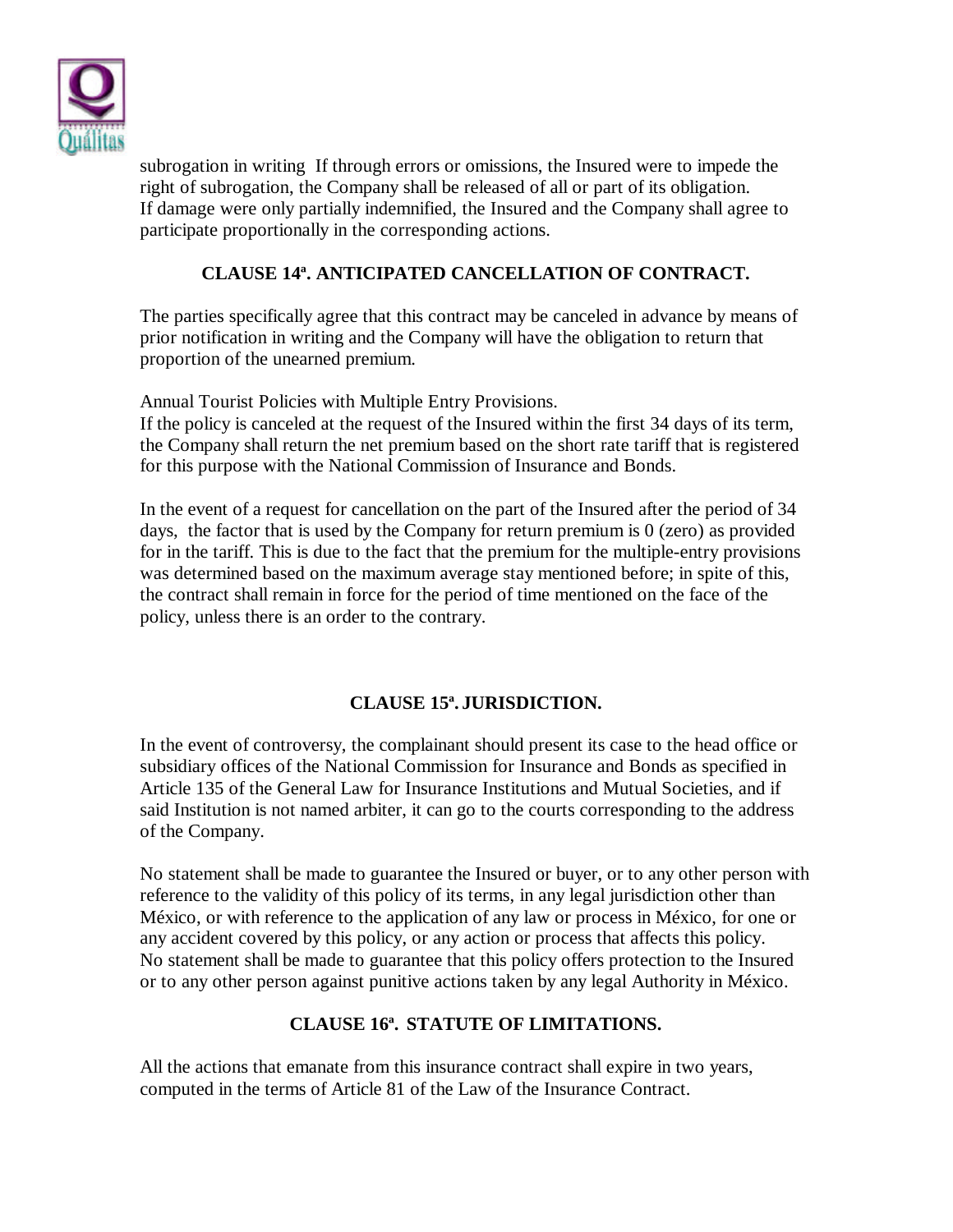subrogation in writing  If through errors or omissions, the Insured were to impede the right of subrogation, the Company shall be released of all or part of its obligation.
If damage were only partially indemnified, the Insured and the Company shall agree to participate proportionally in the corresponding actions.

## CLAUSE 14ª. ANTICIPATED CANCELLATION OF CONTRACT.

The parties specifically agree that this contract may be canceled in advance by means of prior notification in writing and the Company will have the obligation to return that proportion of the unearned premium.

Annual Tourist Policies with Multiple Entry Provisions.
If the policy is canceled at the request of the Insured within the first 34 days of its term, the Company shall return the net premium based on the short rate tariff that is registered for this purpose with the National Commission of Insurance and Bonds.

In the event of a request for cancellation on the part of the Insured after the period of 34 days,  the factor that is used by the Company for return premium is 0 (zero) as provided for in the tariff. This is due to the fact that the premium for the multiple-entry provisions was determined based on the maximum average stay mentioned before; in spite of this, the contract shall remain in force for the period of time mentioned on the face of the policy, unless there is an order to the contrary.

## CLAUSE 15ª. JURISDICTION.

In the event of controversy, the complainant should present its case to the head office or subsidiary offices of the National Commission for Insurance and Bonds as specified in Article 135 of the General Law for Insurance Institutions and Mutual Societies, and if said Institution is not named arbiter, it can go to the courts corresponding to the address of the Company.

No statement shall be made to guarantee the Insured or buyer, or to any other person with reference to the validity of this policy of its terms, in any legal jurisdiction other than México, or with reference to the application of any law or process in México, for one or any accident covered by this policy, or any action or process that affects this policy.
No statement shall be made to guarantee that this policy offers protection to the Insured or to any other person against punitive actions taken by any legal Authority in México.

## CLAUSE 16ª. STATUTE OF LIMITATIONS.

All the actions that emanate from this insurance contract shall expire in two years, computed in the terms of Article 81 of the Law of the Insurance Contract.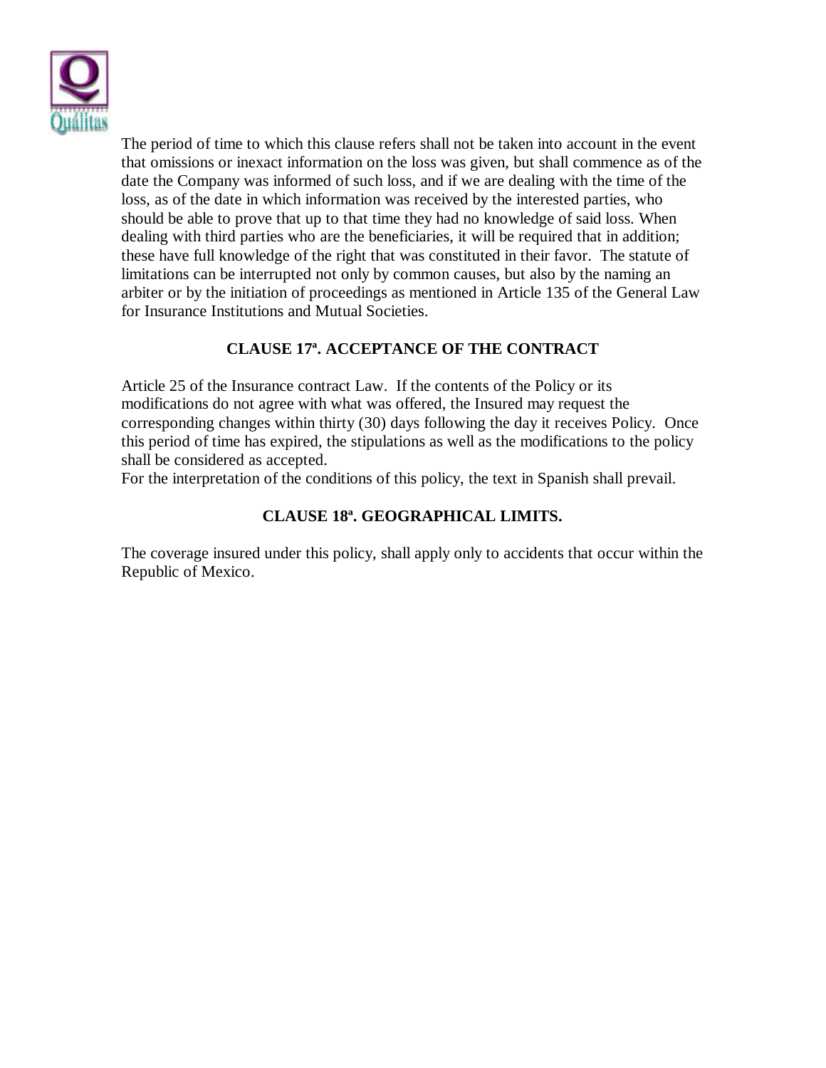The period of time to which this clause refers shall not be taken into account in the event that omissions or inexact information on the loss was given, but shall commence as of the date the Company was informed of such loss, and if we are dealing with the time of the loss, as of the date in which information was received by the interested parties, who should be able to prove that up to that time they had no knowledge of said loss. When dealing with third parties who are the beneficiaries, it will be required that in addition; these have full knowledge of the right that was constituted in their favor. The statute of limitations can be interrupted not only by common causes, but also by the naming an arbiter or by the initiation of proceedings as mentioned in Article 135 of the General Law for Insurance Institutions and Mutual Societies.

## CLAUSE 17ª. ACCEPTANCE OF THE CONTRACT

Article 25 of the Insurance contract Law. If the contents of the Policy or its modifications do not agree with what was offered, the Insured may request the corresponding changes within thirty (30) days following the day it receives Policy. Once this period of time has expired, the stipulations as well as the modifications to the policy shall be considered as accepted.
For the interpretation of the conditions of this policy, the text in Spanish shall prevail.

## CLAUSE 18ª. GEOGRAPHICAL LIMITS.

The coverage insured under this policy, shall apply only to accidents that occur within the Republic of Mexico.